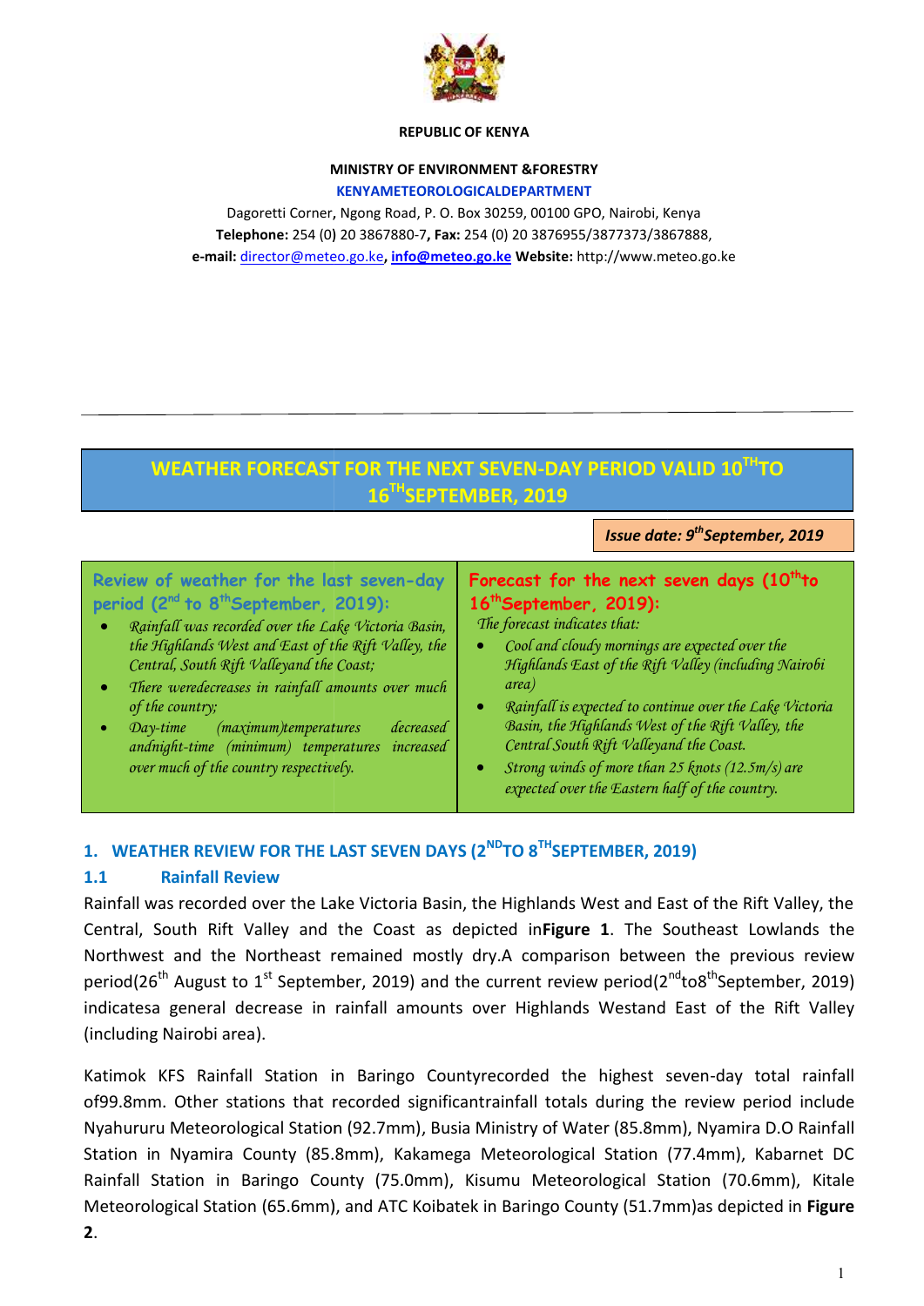**REPUBLIC OF KENYA**

**MINISTRY OF ENVIRONMENT &FORESTRY**

**KENYAMETEOROLOGICALDEPARTMENT**

Dagoretti Corner, Ngong Road, P. O. Box 30259, 00100 GPO, Nairobi, Kenya
**Telephone:** 254 (0) 20 3867880-7**, Fax:** 254 (0) 20 3876955/3877373/3867888,
**e-mail:** director@meteo.go.ke**, info@meteo.go.ke Website:** http://www.meteo.go.ke

# WEATHER FORECAST FOR THE NEXT SEVEN-DAY PERIOD VALID 10TH TO 16TH SEPTEMBER, 2019

***Issue date: 9th September, 2019***

## Review of weather for the last seven-day period (2nd to 8th September, 2019):

- *Rainfall was recorded over the Lake Victoria Basin, the Highlands West and East of the Rift Valley, the Central, South Rift Valleyand the Coast;*
- *There weredecreases in rainfall amounts over much of the country;*
- *Day-time (maximum)temperatures decreased andnight-time (minimum) temperatures increased over much of the country respectively.*

## Forecast for the next seven days (10th to 16th September, 2019):

*The forecast indicates that:*

- *Cool and cloudy mornings are expected over the Highlands East of the Rift Valley (including Nairobi area)*
- *Rainfall is expected to continue over the Lake Victoria Basin, the Highlands West of the Rift Valley, the Central South Rift Valleyand the Coast.*
- *Strong winds of more than 25 knots (12.5m/s) are expected over the Eastern half of the country.*

## 1. WEATHER REVIEW FOR THE LAST SEVEN DAYS (2ND TO 8TH SEPTEMBER, 2019)

### 1.1 Rainfall Review

Rainfall was recorded over the Lake Victoria Basin, the Highlands West and East of the Rift Valley, the Central, South Rift Valley and the Coast as depicted in**Figure 1**. The Southeast Lowlands the Northwest and the Northeast remained mostly dry.A comparison between the previous review period(26th August to 1st September, 2019) and the current review period(2nd to8th September, 2019) indicatesa general decrease in rainfall amounts over Highlands Westand East of the Rift Valley (including Nairobi area).

Katimok KFS Rainfall Station in Baringo Countyrecorded the highest seven-day total rainfall of99.8mm. Other stations that recorded significantrainfall totals during the review period include Nyahururu Meteorological Station (92.7mm), Busia Ministry of Water (85.8mm), Nyamira D.O Rainfall Station in Nyamira County (85.8mm), Kakamega Meteorological Station (77.4mm), Kabarnet DC Rainfall Station in Baringo County (75.0mm), Kisumu Meteorological Station (70.6mm), Kitale Meteorological Station (65.6mm), and ATC Koibatek in Baringo County (51.7mm)as depicted in **Figure 2**.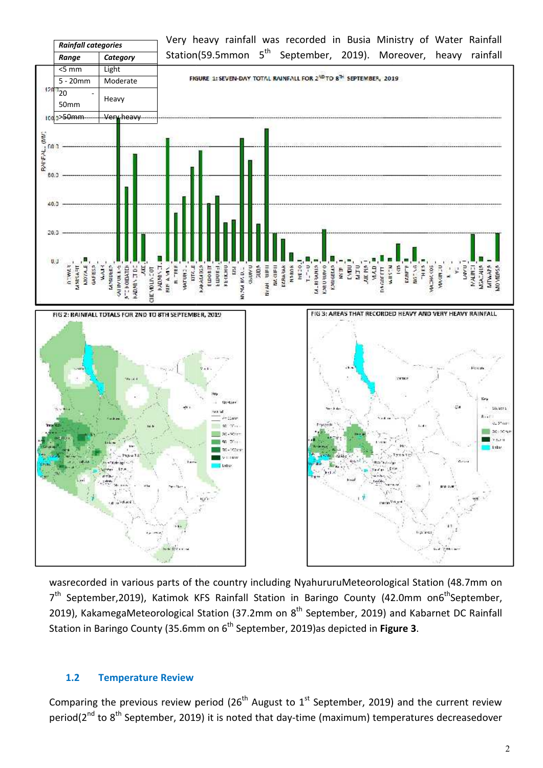| Rainfall categories | |
|---|---|
| *Range* | *Category* |
| <5 mm | Light |
| 5 - 20mm | Moderate |
| 20 - 50mm | Heavy |
| >50mm | Very heavy |

Very heavy rainfall was recorded in Busia Ministry of Water Rainfall Station(59.5mmon 5th September, 2019). Moreover, heavy rainfall

FIGURE 1: SEVEN-DAY TOTAL RAINFALL FOR 2ND TO 8TH SEPTEMBER, 2019

FIG 2: RAINFALL TOTALS FOR 2ND TO 8TH SEPTEMBER, 2019

FIG 3: AREAS THAT RECORDED HEAVY AND VERY HEAVY RAINFALL

wasrecorded in various parts of the country including NyahururuMeteorological Station (48.7mm on 7th September,2019), Katimok KFS Rainfall Station in Baringo County (42.0mm on6thSeptember, 2019), KakamegaMeteorological Station (37.2mm on 8th September, 2019) and Kabarnet DC Rainfall Station in Baringo County (35.6mm on 6th September, 2019)as depicted in **Figure 3**.

## 1.2 Temperature Review

Comparing the previous review period (26th August to 1st September, 2019) and the current review period(2nd to 8th September, 2019) it is noted that day-time (maximum) temperatures decreasedover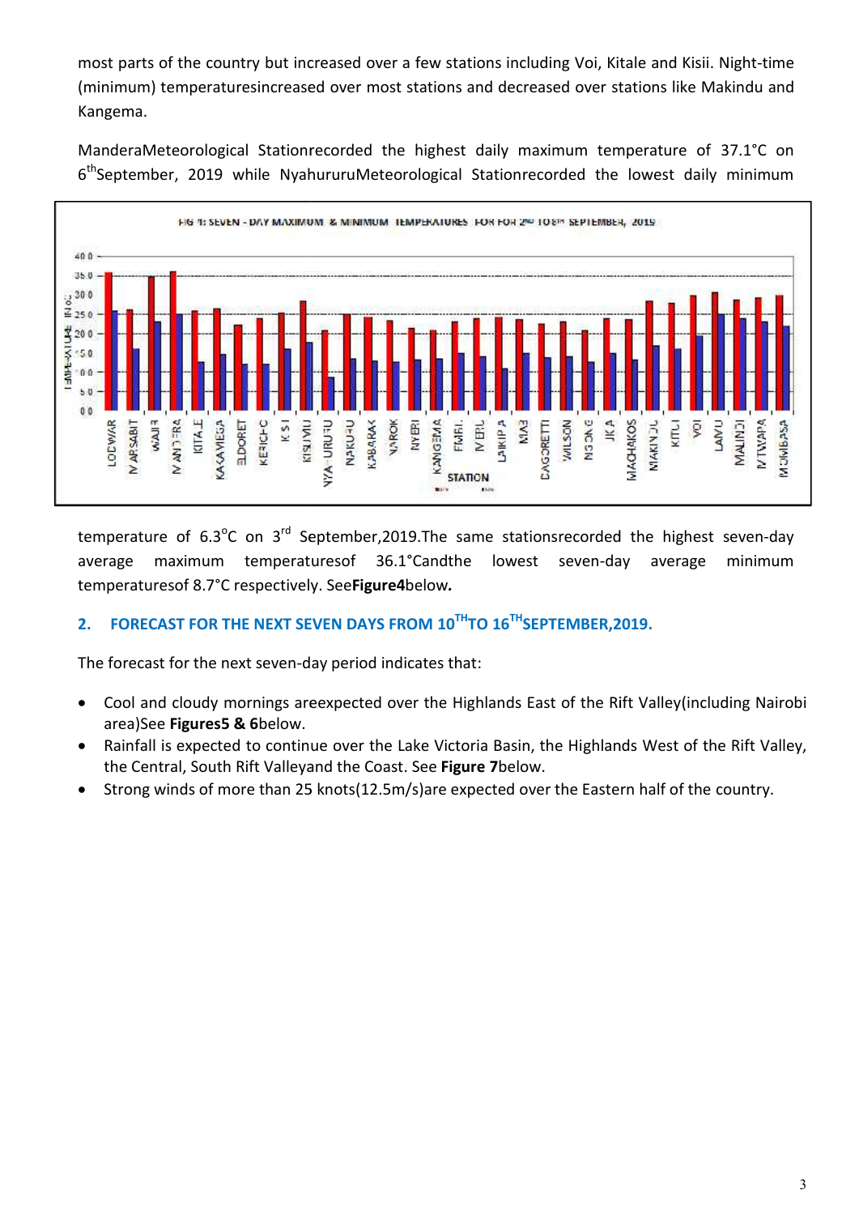most parts of the country but increased over a few stations including Voi, Kitale and Kisii. Night-time (minimum) temperaturesincreased over most stations and decreased over stations like Makindu and Kangema.

ManderaMeteorological Stationrecorded the highest daily maximum temperature of 37.1°C on 6th September, 2019 while NyahururuMeteorological Stationrecorded the lowest daily minimum temperature of 6.3°C on 3rd September,2019.The same stationsrecorded the highest seven-day average maximum temperaturesof 36.1°Candthe lowest seven-day average minimum temperaturesof 8.7°C respectively. See**Figure4**below**.**

## 2. FORECAST FOR THE NEXT SEVEN DAYS FROM 10TH TO 16TH SEPTEMBER,2019.

The forecast for the next seven-day period indicates that:

- Cool and cloudy mornings areexpected over the Highlands East of the Rift Valley(including Nairobi area)See **Figures5 & 6**below.
- Rainfall is expected to continue over the Lake Victoria Basin, the Highlands West of the Rift Valley, the Central, South Rift Valleyand the Coast. See **Figure 7**below.
- Strong winds of more than 25 knots(12.5m/s)are expected over the Eastern half of the country.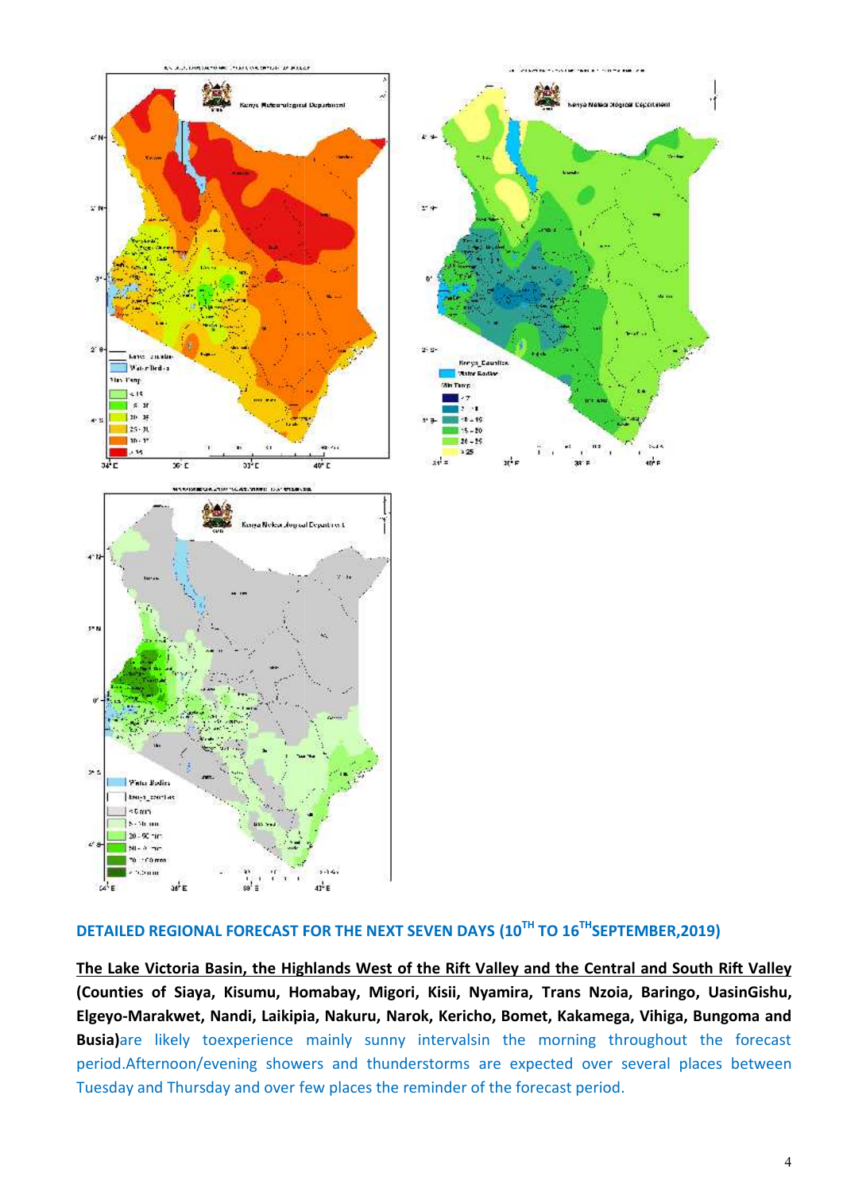## DETAILED REGIONAL FORECAST FOR THE NEXT SEVEN DAYS (10TH TO 16THSEPTEMBER,2019)

**<u>The Lake Victoria Basin, the Highlands West of the Rift Valley and the Central and South Rift Valley</u> (Counties of Siaya, Kisumu, Homabay, Migori, Kisii, Nyamira, Trans Nzoia, Baringo, UasinGishu, Elgeyo-Marakwet, Nandi, Laikipia, Nakuru, Narok, Kericho, Bomet, Kakamega, Vihiga, Bungoma and Busia)**are likely toexperience mainly sunny intervalsin the morning throughout the forecast period.Afternoon/evening showers and thunderstorms are expected over several places between Tuesday and Thursday and over few places the reminder of the forecast period.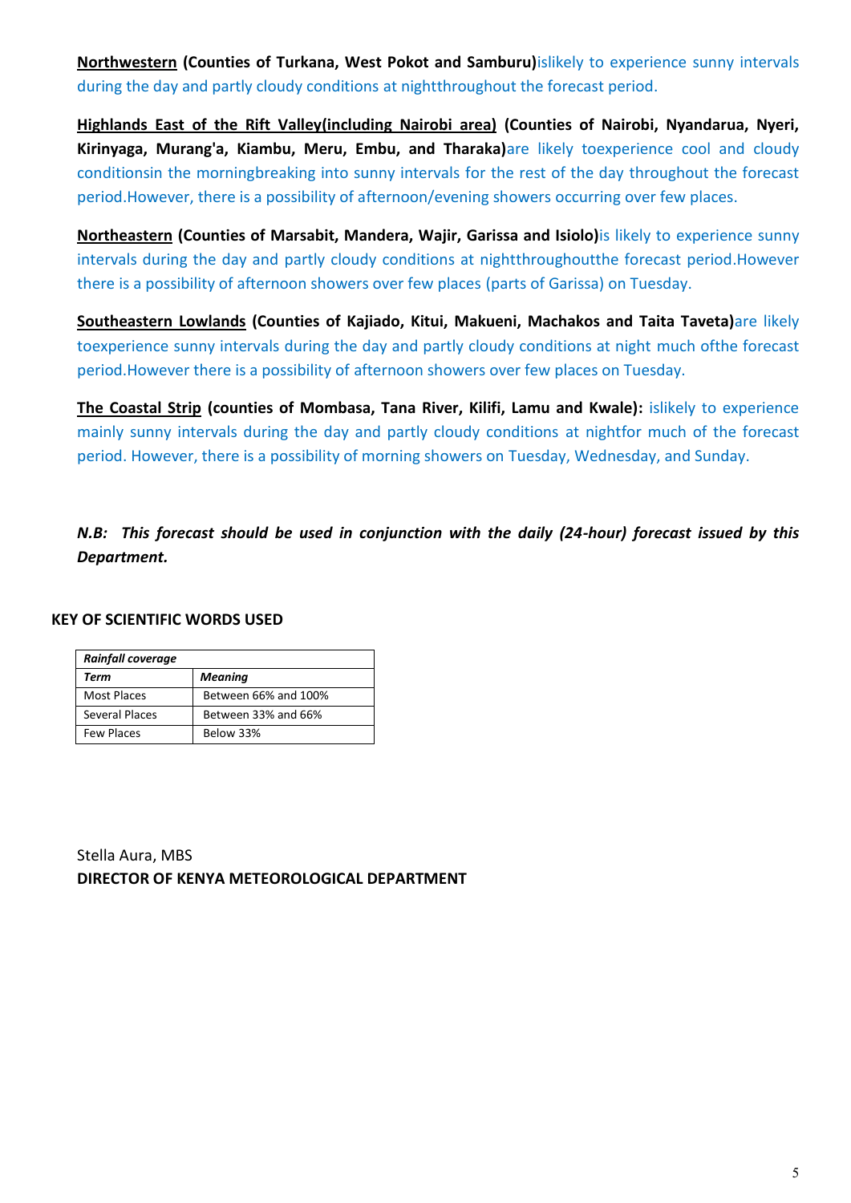**Northwestern** **(Counties of Turkana, West Pokot and Samburu)**islikely to experience sunny intervals during the day and partly cloudy conditions at nightthroughout the forecast period.

**Highlands East of the Rift Valley(including Nairobi area)** **(Counties of Nairobi, Nyandarua, Nyeri, Kirinyaga, Murang'a, Kiambu, Meru, Embu, and Tharaka)**are likely toexperience cool and cloudy conditionsin the morningbreaking into sunny intervals for the rest of the day throughout the forecast period.However, there is a possibility of afternoon/evening showers occurring over few places.

**Northeastern** **(Counties of Marsabit, Mandera, Wajir, Garissa and Isiolo)**is likely to experience sunny intervals during the day and partly cloudy conditions at nightthroughoutthe forecast period.However there is a possibility of afternoon showers over few places (parts of Garissa) on Tuesday.

**Southeastern Lowlands** **(Counties of Kajiado, Kitui, Makueni, Machakos and Taita Taveta)**are likely toexperience sunny intervals during the day and partly cloudy conditions at night much ofthe forecast period.However there is a possibility of afternoon showers over few places on Tuesday.

**The Coastal Strip** **(counties of Mombasa, Tana River, Kilifi, Lamu and Kwale):** islikely to experience mainly sunny intervals during the day and partly cloudy conditions at nightfor much of the forecast period. However, there is a possibility of morning showers on Tuesday, Wednesday, and Sunday.

***N.B: This forecast should be used in conjunction with the daily (24-hour) forecast issued by this Department.***

**KEY OF SCIENTIFIC WORDS USED**

| ***Rainfall coverage*** | |
|---|---|
| ***Term*** | ***Meaning*** |
| Most Places | Between 66% and 100% |
| Several Places | Between 33% and 66% |
| Few Places | Below 33% |

Stella Aura, MBS
**DIRECTOR OF KENYA METEOROLOGICAL DEPARTMENT**